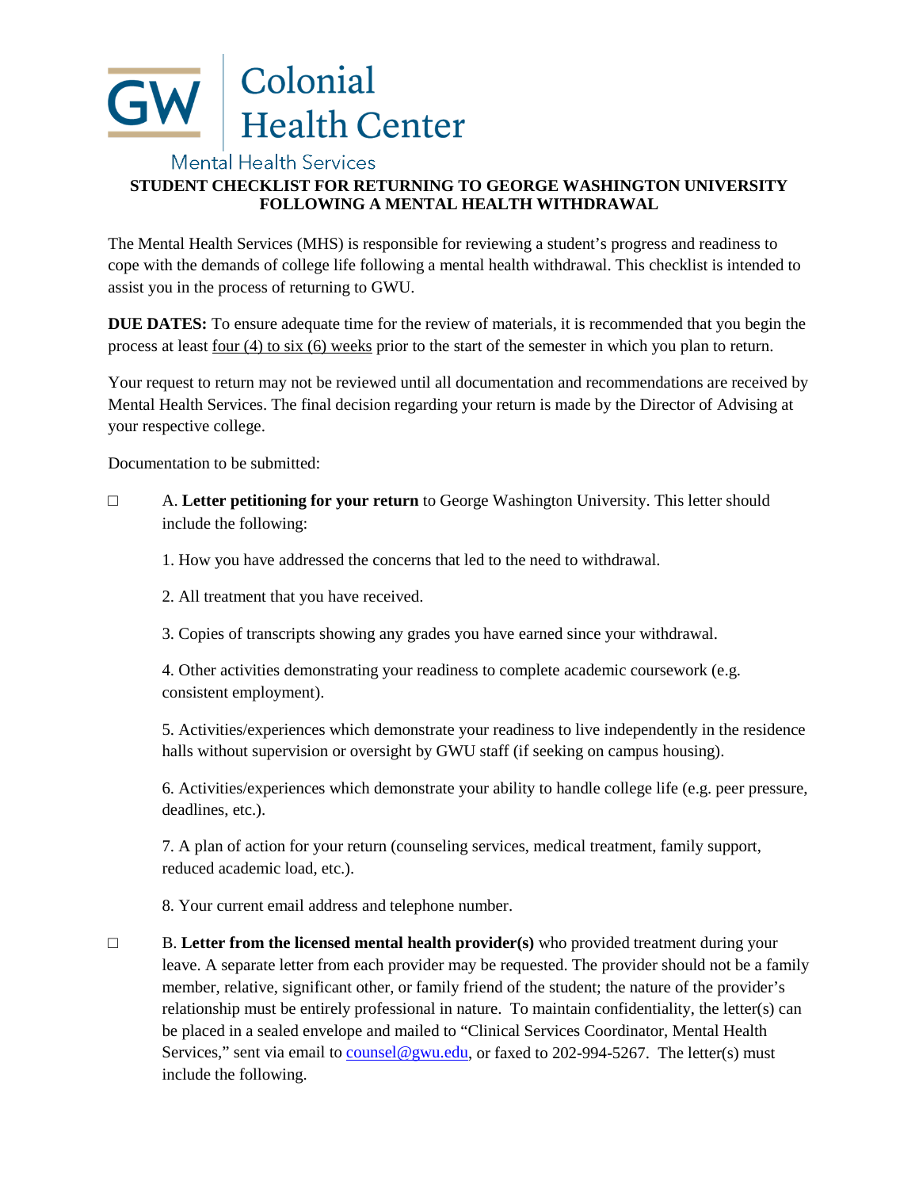GW Colonial Health Center

Mental Health Services

# STUDENT CHECKLIST FOR RETURNING TO GEORGE WASHINGTON UNIVERSITY FOLLOWING A MENTAL HEALTH WITHDRAWAL

The Mental Health Services (MHS) is responsible for reviewing a student's progress and readiness to cope with the demands of college life following a mental health withdrawal. This checklist is intended to assist you in the process of returning to GWU.

**DUE DATES:** To ensure adequate time for the review of materials, it is recommended that you begin the process at least four (4) to six (6) weeks prior to the start of the semester in which you plan to return.

Your request to return may not be reviewed until all documentation and recommendations are received by Mental Health Services. The final decision regarding your return is made by the Director of Advising at your respective college.

Documentation to be submitted:

☐ A. **Letter petitioning for your return** to George Washington University. This letter should include the following:

1. How you have addressed the concerns that led to the need to withdrawal.

2. All treatment that you have received.

3. Copies of transcripts showing any grades you have earned since your withdrawal.

4. Other activities demonstrating your readiness to complete academic coursework (e.g. consistent employment).

5. Activities/experiences which demonstrate your readiness to live independently in the residence halls without supervision or oversight by GWU staff (if seeking on campus housing).

6. Activities/experiences which demonstrate your ability to handle college life (e.g. peer pressure, deadlines, etc.).

7. A plan of action for your return (counseling services, medical treatment, family support, reduced academic load, etc.).

8. Your current email address and telephone number.

☐ B. **Letter from the licensed mental health provider(s)** who provided treatment during your leave. A separate letter from each provider may be requested. The provider should not be a family member, relative, significant other, or family friend of the student; the nature of the provider's relationship must be entirely professional in nature. To maintain confidentiality, the letter(s) can be placed in a sealed envelope and mailed to "Clinical Services Coordinator, Mental Health Services," sent via email to counsel@gwu.edu, or faxed to 202-994-5267. The letter(s) must include the following.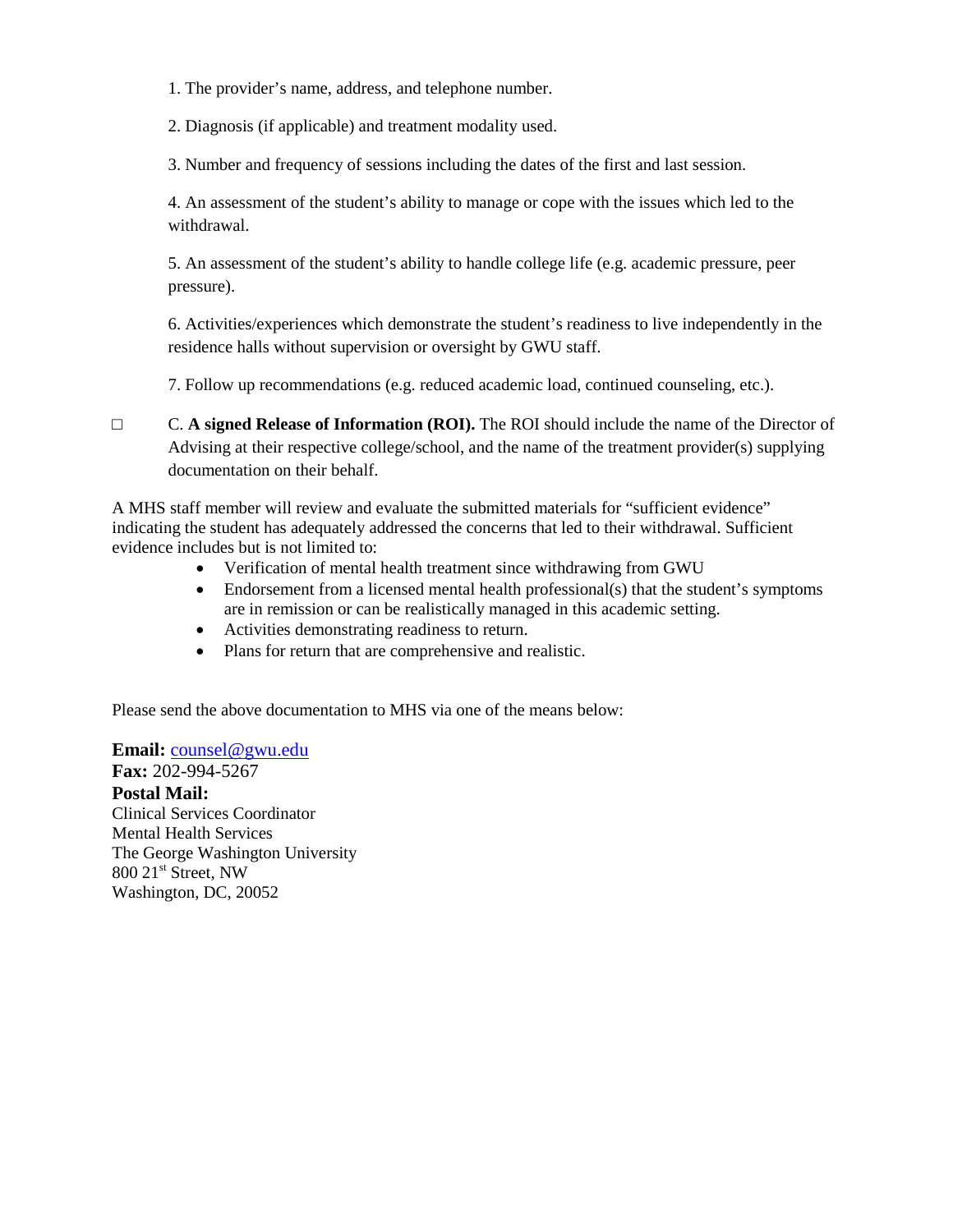1. The provider's name, address, and telephone number.

2. Diagnosis (if applicable) and treatment modality used.

3. Number and frequency of sessions including the dates of the first and last session.

4. An assessment of the student's ability to manage or cope with the issues which led to the withdrawal.

5. An assessment of the student's ability to handle college life (e.g. academic pressure, peer pressure).

6. Activities/experiences which demonstrate the student's readiness to live independently in the residence halls without supervision or oversight by GWU staff.

7. Follow up recommendations (e.g. reduced academic load, continued counseling, etc.).

☐ C. **A signed Release of Information (ROI).** The ROI should include the name of the Director of Advising at their respective college/school, and the name of the treatment provider(s) supplying documentation on their behalf.

A MHS staff member will review and evaluate the submitted materials for "sufficient evidence" indicating the student has adequately addressed the concerns that led to their withdrawal. Sufficient evidence includes but is not limited to:

- Verification of mental health treatment since withdrawing from GWU
- Endorsement from a licensed mental health professional(s) that the student's symptoms are in remission or can be realistically managed in this academic setting.
- Activities demonstrating readiness to return.
- Plans for return that are comprehensive and realistic.

Please send the above documentation to MHS via one of the means below:

**Email:** counsel@gwu.edu
**Fax:** 202-994-5267
**Postal Mail:**
Clinical Services Coordinator
Mental Health Services
The George Washington University
800 21st Street, NW
Washington, DC, 20052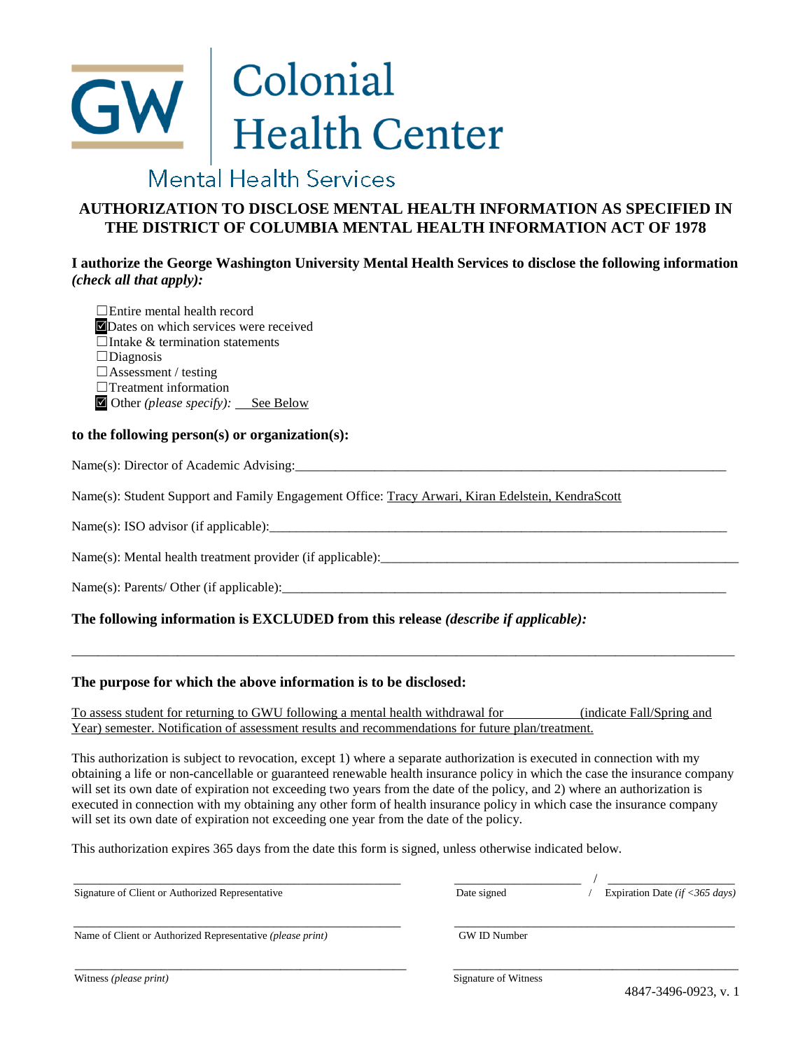GW | Colonial Health Center

Mental Health Services

## AUTHORIZATION TO DISCLOSE MENTAL HEALTH INFORMATION AS SPECIFIED IN THE DISTRICT OF COLUMBIA MENTAL HEALTH INFORMATION ACT OF 1978

**I authorize the George Washington University Mental Health Services to disclose the following information *(check all that apply):***

- ☐ Entire mental health record
- ☑ Dates on which services were received
- ☐ Intake & termination statements
- ☐ Diagnosis
- ☐ Assessment / testing
- ☐ Treatment information
- ☑ Other *(please specify):* See Below

**to the following person(s) or organization(s):**

Name(s): Director of Academic Advising:\_\_\_\_\_\_\_\_\_\_\_\_\_\_\_\_\_\_\_\_\_\_\_\_\_\_\_\_\_\_\_\_\_\_\_\_\_\_\_\_\_\_\_\_\_\_\_\_

Name(s): Student Support and Family Engagement Office: Tracy Arwari, Kiran Edelstein, KendraScott

Name(s): ISO advisor (if applicable):\_\_\_\_\_\_\_\_\_\_\_\_\_\_\_\_\_\_\_\_\_\_\_\_\_\_\_\_\_\_\_\_\_\_\_\_\_\_\_\_\_\_\_\_\_\_\_\_

Name(s): Mental health treatment provider (if applicable):\_\_\_\_\_\_\_\_\_\_\_\_\_\_\_\_\_\_\_\_\_\_\_\_\_\_\_\_\_\_\_\_\_\_\_\_

Name(s): Parents/ Other (if applicable):\_\_\_\_\_\_\_\_\_\_\_\_\_\_\_\_\_\_\_\_\_\_\_\_\_\_\_\_\_\_\_\_\_\_\_\_\_\_\_\_\_\_\_\_\_\_\_\_

**The following information is EXCLUDED from this release *(describe if applicable):***

\_\_\_\_\_\_\_\_\_\_\_\_\_\_\_\_\_\_\_\_\_\_\_\_\_\_\_\_\_\_\_\_\_\_\_\_\_\_\_\_\_\_\_\_\_\_\_\_\_\_\_\_\_\_\_\_\_\_\_\_\_\_\_\_\_\_\_\_\_\_\_\_\_\_\_\_

**The purpose for which the above information is to be disclosed:**

To assess student for returning to GWU following a mental health withdrawal for \_\_\_\_\_\_\_\_\_\_ (indicate Fall/Spring and Year) semester. Notification of assessment results and recommendations for future plan/treatment.

This authorization is subject to revocation, except 1) where a separate authorization is executed in connection with my obtaining a life or non-cancellable or guaranteed renewable health insurance policy in which the case the insurance company will set its own date of expiration not exceeding two years from the date of the policy, and 2) where an authorization is executed in connection with my obtaining any other form of health insurance policy in which case the insurance company will set its own date of expiration not exceeding one year from the date of the policy.

This authorization expires 365 days from the date this form is signed, unless otherwise indicated below.

\_\_\_\_\_\_\_\_\_\_\_\_\_\_\_\_\_\_\_\_\_\_\_\_\_\_\_\_\_\_\_\_\_\_\_\_\_\_\_\_  
Signature of Client or Authorized Representative

\_\_\_\_\_\_\_\_\_\_\_\_\_\_\_\_\_\_ / \_\_\_\_\_\_\_\_\_\_\_\_\_\_\_\_\_\_  
Date signed / Expiration Date *(if <365 days)*

\_\_\_\_\_\_\_\_\_\_\_\_\_\_\_\_\_\_\_\_\_\_\_\_\_\_\_\_\_\_\_\_\_\_\_\_\_\_\_\_  
Name of Client or Authorized Representative *(please print)*

\_\_\_\_\_\_\_\_\_\_\_\_\_\_\_\_\_\_\_\_\_\_\_\_\_\_\_\_\_\_\_\_\_\_\_\_\_\_\_\_  
GW ID Number

\_\_\_\_\_\_\_\_\_\_\_\_\_\_\_\_\_\_\_\_\_\_\_\_\_\_\_\_\_\_\_\_\_\_\_\_\_\_\_\_  
Witness *(please print)*

\_\_\_\_\_\_\_\_\_\_\_\_\_\_\_\_\_\_\_\_\_\_\_\_\_\_\_\_\_\_\_\_\_\_\_\_\_\_\_\_  
Signature of Witness

4847-3496-0923, v. 1